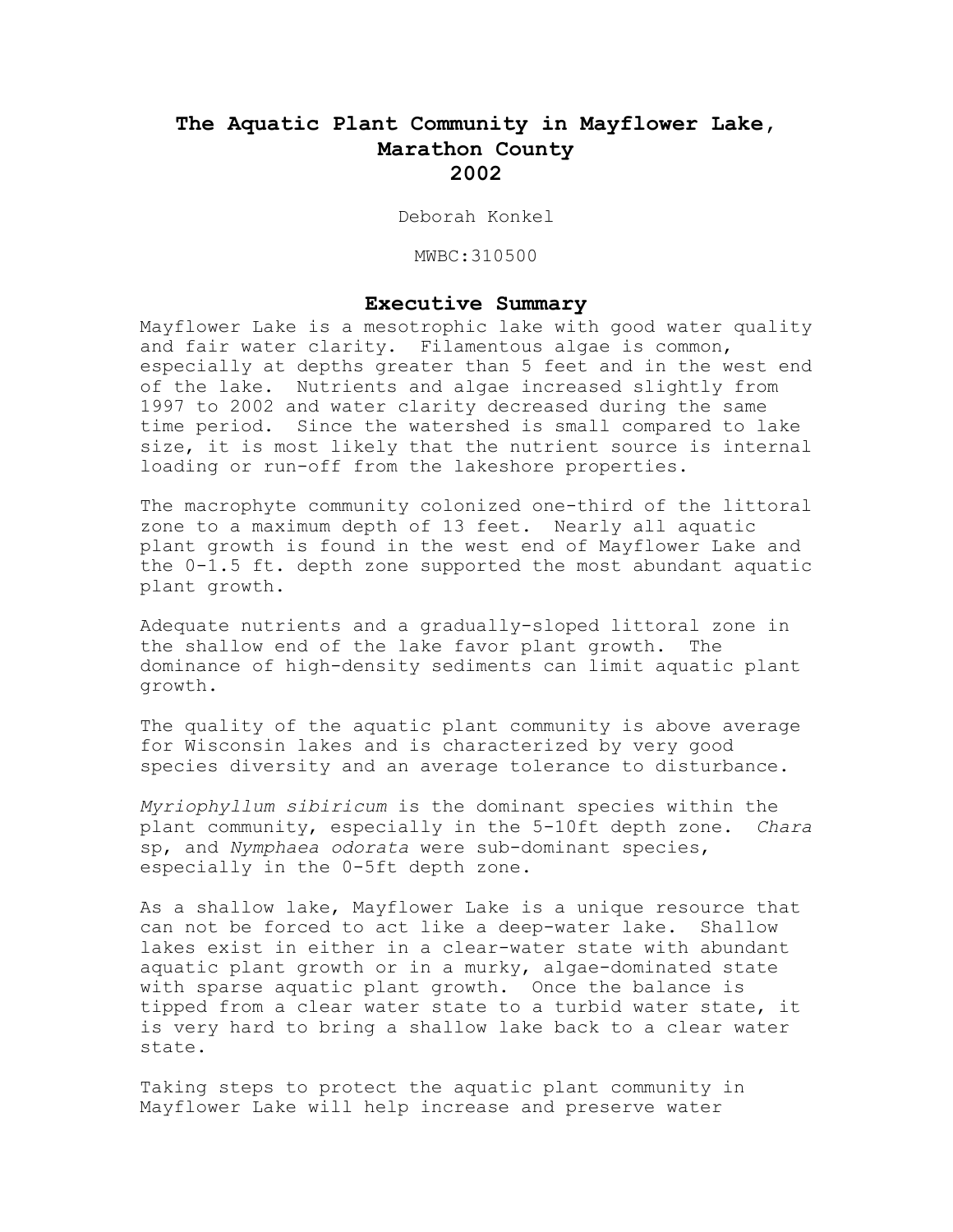# The Aquatic Plant Community in Mayflower Lake, Marathon County 2002

Deborah Konkel

MWBC:310500

## Executive Summary

Mayflower Lake is a mesotrophic lake with good water quality and fair water clarity. Filamentous algae is common, especially at depths greater than 5 feet and in the west end of the lake. Nutrients and algae increased slightly from 1997 to 2002 and water clarity decreased during the same time period. Since the watershed is small compared to lake size, it is most likely that the nutrient source is internal loading or run-off from the lakeshore properties.

The macrophyte community colonized one-third of the littoral zone to a maximum depth of 13 feet. Nearly all aquatic plant growth is found in the west end of Mayflower Lake and the 0-1.5 ft. depth zone supported the most abundant aquatic plant growth.

Adequate nutrients and a gradually-sloped littoral zone in the shallow end of the lake favor plant growth. The dominance of high-density sediments can limit aquatic plant growth.

The quality of the aquatic plant community is above average for Wisconsin lakes and is characterized by very good species diversity and an average tolerance to disturbance.

*Myriophyllum sibiricum* is the dominant species within the plant community, especially in the 5-10ft depth zone. *Chara* sp, and *Nymphaea odorata* were sub-dominant species, especially in the 0-5ft depth zone.

As a shallow lake, Mayflower Lake is a unique resource that can not be forced to act like a deep-water lake. Shallow lakes exist in either in a clear-water state with abundant aquatic plant growth or in a murky, algae-dominated state with sparse aquatic plant growth. Once the balance is tipped from a clear water state to a turbid water state, it is very hard to bring a shallow lake back to a clear water state.

Taking steps to protect the aquatic plant community in Mayflower Lake will help increase and preserve water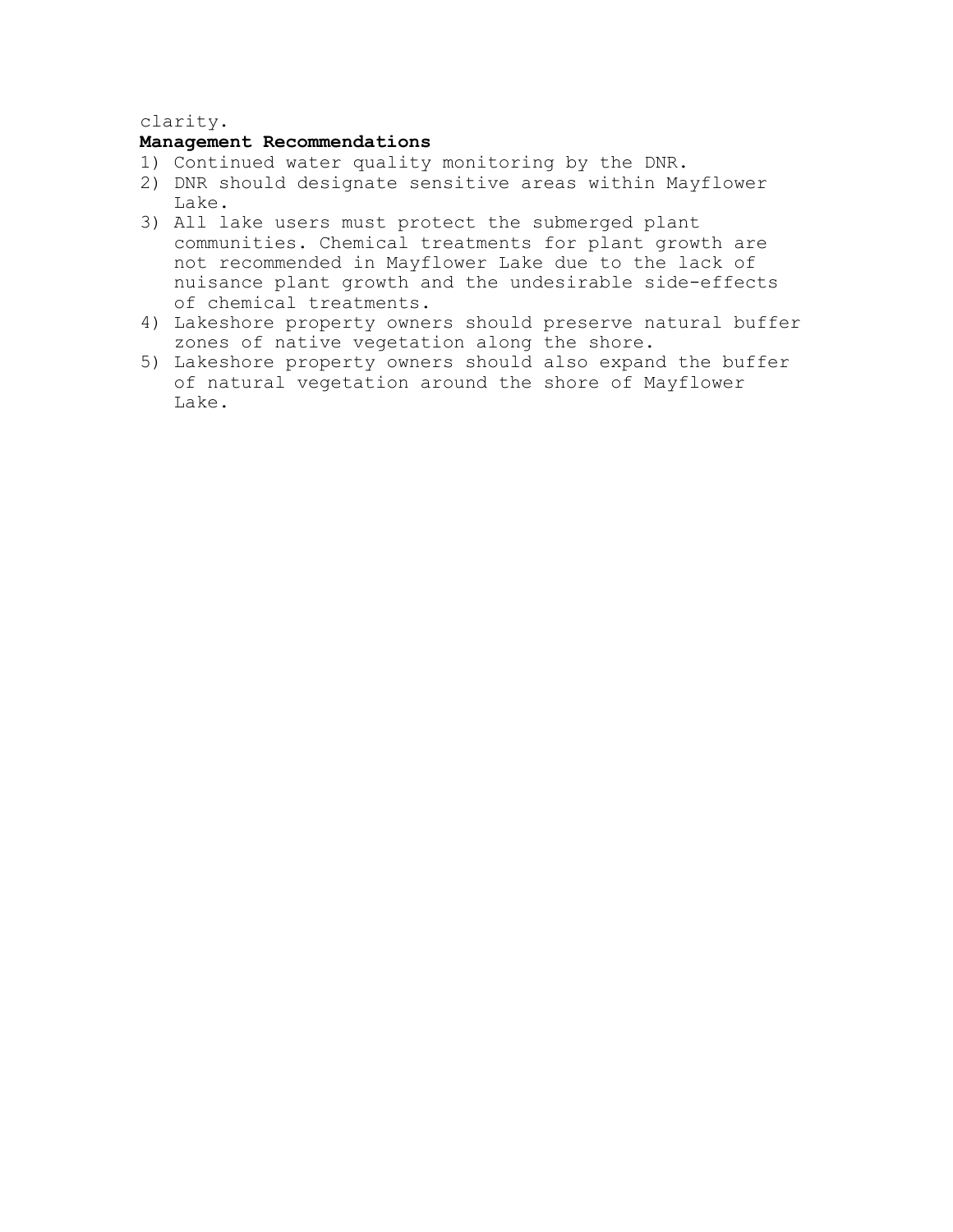clarity.

**Management Recommendations**

1) Continued water quality monitoring by the DNR.
2) DNR should designate sensitive areas within Mayflower Lake.
3) All lake users must protect the submerged plant communities. Chemical treatments for plant growth are not recommended in Mayflower Lake due to the lack of nuisance plant growth and the undesirable side-effects of chemical treatments.
4) Lakeshore property owners should preserve natural buffer zones of native vegetation along the shore.
5) Lakeshore property owners should also expand the buffer of natural vegetation around the shore of Mayflower Lake.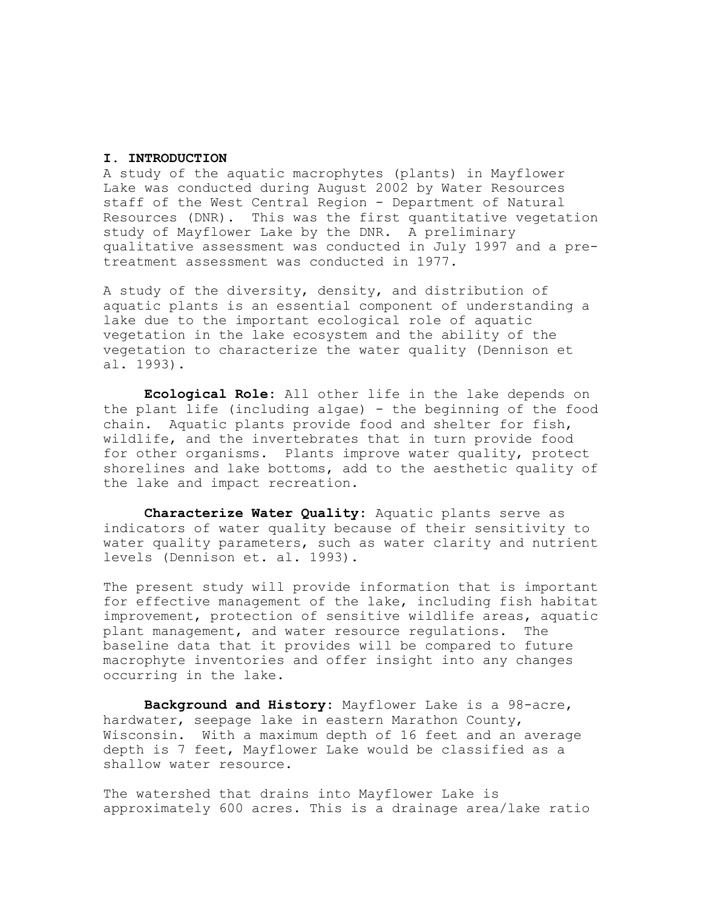## I. INTRODUCTION

A study of the aquatic macrophytes (plants) in Mayflower Lake was conducted during August 2002 by Water Resources staff of the West Central Region - Department of Natural Resources (DNR). This was the first quantitative vegetation study of Mayflower Lake by the DNR. A preliminary qualitative assessment was conducted in July 1997 and a pre-treatment assessment was conducted in 1977.

A study of the diversity, density, and distribution of aquatic plants is an essential component of understanding a lake due to the important ecological role of aquatic vegetation in the lake ecosystem and the ability of the vegetation to characterize the water quality (Dennison et al. 1993).

**Ecological Role:** All other life in the lake depends on the plant life (including algae) - the beginning of the food chain. Aquatic plants provide food and shelter for fish, wildlife, and the invertebrates that in turn provide food for other organisms. Plants improve water quality, protect shorelines and lake bottoms, add to the aesthetic quality of the lake and impact recreation.

**Characterize Water Quality:** Aquatic plants serve as indicators of water quality because of their sensitivity to water quality parameters, such as water clarity and nutrient levels (Dennison et. al. 1993).

The present study will provide information that is important for effective management of the lake, including fish habitat improvement, protection of sensitive wildlife areas, aquatic plant management, and water resource regulations. The baseline data that it provides will be compared to future macrophyte inventories and offer insight into any changes occurring in the lake.

**Background and History:** Mayflower Lake is a 98-acre, hardwater, seepage lake in eastern Marathon County, Wisconsin. With a maximum depth of 16 feet and an average depth is 7 feet, Mayflower Lake would be classified as a shallow water resource.

The watershed that drains into Mayflower Lake is approximately 600 acres. This is a drainage area/lake ratio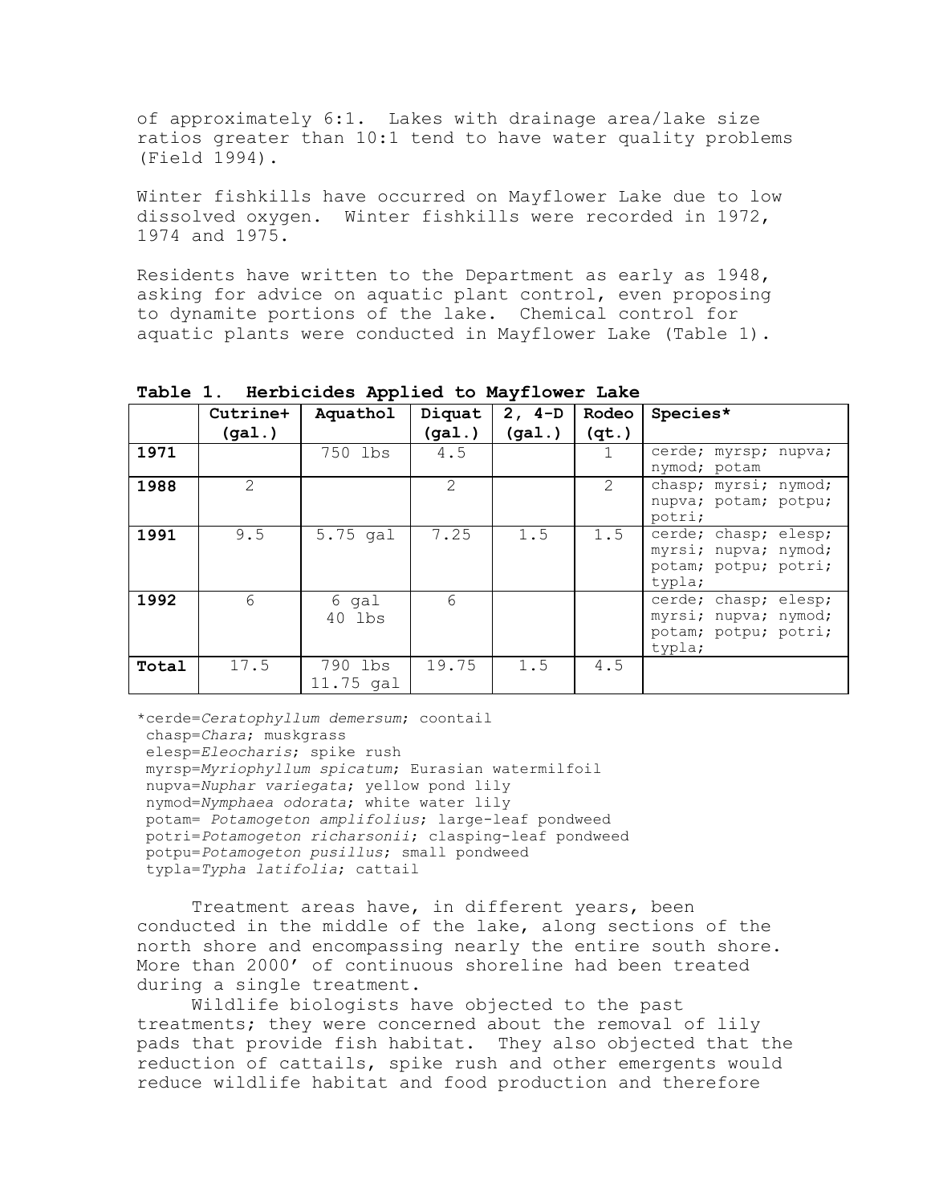of approximately 6:1. Lakes with drainage area/lake size ratios greater than 10:1 tend to have water quality problems (Field 1994).

Winter fishkills have occurred on Mayflower Lake due to low dissolved oxygen. Winter fishkills were recorded in 1972, 1974 and 1975.

Residents have written to the Department as early as 1948, asking for advice on aquatic plant control, even proposing to dynamite portions of the lake. Chemical control for aquatic plants were conducted in Mayflower Lake (Table 1).

**Table 1. Herbicides Applied to Mayflower Lake**

| | **Cutrine+ (gal.)** | **Aquathol** | **Diquat (gal.)** | **2, 4-D (gal.)** | **Rodeo (qt.)** | **Species*** |
|---|---|---|---|---|---|---|
| **1971** | | 750 lbs | 4.5 | | 1 | cerde; myrsp; nupva; nymod; potam |
| **1988** | 2 | | 2 | | 2 | chasp; myrsi; nymod; nupva; potam; potpu; potri; |
| **1991** | 9.5 | 5.75 gal | 7.25 | 1.5 | 1.5 | cerde; chasp; elesp; myrsi; nupva; nymod; potam; potpu; potri; typla; |
| **1992** | 6 | 6 gal 40 lbs | 6 | | | cerde; chasp; elesp; myrsi; nupva; nymod; potam; potpu; potri; typla; |
| **Total** | 17.5 | 790 lbs 11.75 gal | 19.75 | 1.5 | 4.5 | |

*cerde=*Ceratophyllum demersum*; coontail
chasp=*Chara*; muskgrass
elesp=*Eleocharis*; spike rush
myrsp=*Myriophyllum spicatum*; Eurasian watermilfoil
nupva=*Nuphar variegata*; yellow pond lily
nymod=*Nymphaea odorata*; white water lily
potam= *Potamogeton amplifolius*; large-leaf pondweed
potri=*Potamogeton richarsonii*; clasping-leaf pondweed
potpu=*Potamogeton pusillus*; small pondweed
typla=*Typha latifolia*; cattail

Treatment areas have, in different years, been conducted in the middle of the lake, along sections of the north shore and encompassing nearly the entire south shore. More than 2000' of continuous shoreline had been treated during a single treatment.

Wildlife biologists have objected to the past treatments; they were concerned about the removal of lily pads that provide fish habitat. They also objected that the reduction of cattails, spike rush and other emergents would reduce wildlife habitat and food production and therefore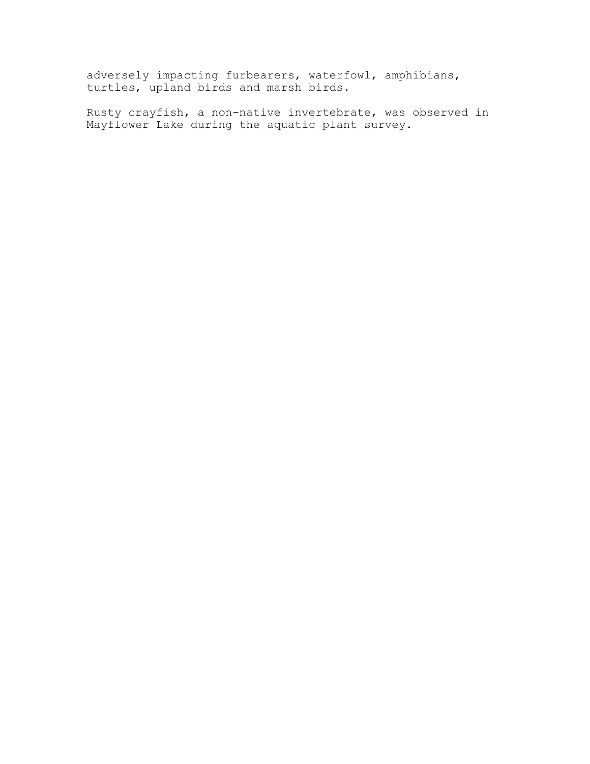adversely impacting furbearers, waterfowl, amphibians, turtles, upland birds and marsh birds.

Rusty crayfish, a non-native invertebrate, was observed in Mayflower Lake during the aquatic plant survey.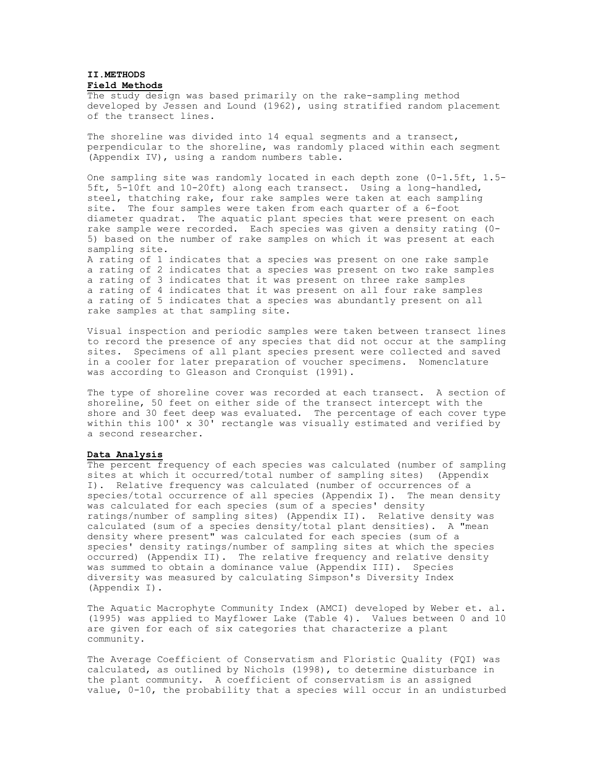## II. METHODS

### Field Methods

The study design was based primarily on the rake-sampling method developed by Jessen and Lound (1962), using stratified random placement of the transect lines.

The shoreline was divided into 14 equal segments and a transect, perpendicular to the shoreline, was randomly placed within each segment (Appendix IV), using a random numbers table.

One sampling site was randomly located in each depth zone (0-1.5ft, 1.5-5ft, 5-10ft and 10-20ft) along each transect. Using a long-handled, steel, thatching rake, four rake samples were taken at each sampling site. The four samples were taken from each quarter of a 6-foot diameter quadrat. The aquatic plant species that were present on each rake sample were recorded. Each species was given a density rating (0-5) based on the number of rake samples on which it was present at each sampling site.

A rating of 1 indicates that a species was present on one rake sample
a rating of 2 indicates that a species was present on two rake samples
a rating of 3 indicates that it was present on three rake samples
a rating of 4 indicates that it was present on all four rake samples
a rating of 5 indicates that a species was abundantly present on all rake samples at that sampling site.

Visual inspection and periodic samples were taken between transect lines to record the presence of any species that did not occur at the sampling sites. Specimens of all plant species present were collected and saved in a cooler for later preparation of voucher specimens. Nomenclature was according to Gleason and Cronquist (1991).

The type of shoreline cover was recorded at each transect. A section of shoreline, 50 feet on either side of the transect intercept with the shore and 30 feet deep was evaluated. The percentage of each cover type within this 100' x 30' rectangle was visually estimated and verified by a second researcher.

### Data Analysis

The percent frequency of each species was calculated (number of sampling sites at which it occurred/total number of sampling sites) (Appendix I). Relative frequency was calculated (number of occurrences of a species/total occurrence of all species (Appendix I). The mean density was calculated for each species (sum of a species' density ratings/number of sampling sites) (Appendix II). Relative density was calculated (sum of a species density/total plant densities). A "mean density where present" was calculated for each species (sum of a species' density ratings/number of sampling sites at which the species occurred) (Appendix II). The relative frequency and relative density was summed to obtain a dominance value (Appendix III). Species diversity was measured by calculating Simpson's Diversity Index (Appendix I).

The Aquatic Macrophyte Community Index (AMCI) developed by Weber et. al. (1995) was applied to Mayflower Lake (Table 4). Values between 0 and 10 are given for each of six categories that characterize a plant community.

The Average Coefficient of Conservatism and Floristic Quality (FQI) was calculated, as outlined by Nichols (1998), to determine disturbance in the plant community. A coefficient of conservatism is an assigned value, 0-10, the probability that a species will occur in an undisturbed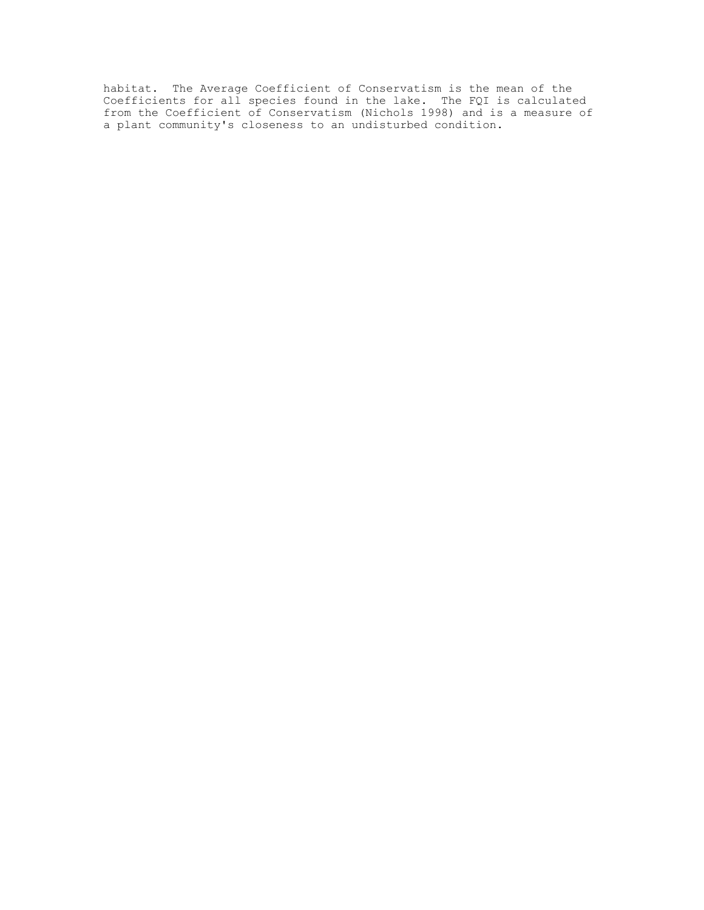habitat. The Average Coefficient of Conservatism is the mean of the Coefficients for all species found in the lake. The FQI is calculated from the Coefficient of Conservatism (Nichols 1998) and is a measure of a plant community's closeness to an undisturbed condition.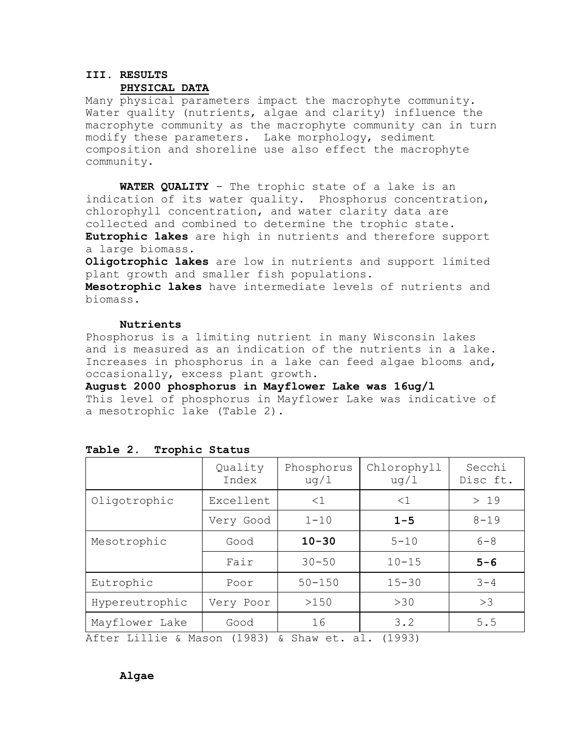## III. RESULTS

### PHYSICAL DATA

Many physical parameters impact the macrophyte community. Water quality (nutrients, algae and clarity) influence the macrophyte community as the macrophyte community can in turn modify these parameters. Lake morphology, sediment composition and shoreline use also effect the macrophyte community.

**WATER QUALITY** - The trophic state of a lake is an indication of its water quality. Phosphorus concentration, chlorophyll concentration, and water clarity data are collected and combined to determine the trophic state.

**Eutrophic lakes** are high in nutrients and therefore support a large biomass.

**Oligotrophic lakes** are low in nutrients and support limited plant growth and smaller fish populations.

**Mesotrophic lakes** have intermediate levels of nutrients and biomass.

#### Nutrients

Phosphorus is a limiting nutrient in many Wisconsin lakes and is measured as an indication of the nutrients in a lake. Increases in phosphorus in a lake can feed algae blooms and, occasionally, excess plant growth.

**August 2000 phosphorus in Mayflower Lake was 16ug/l**

This level of phosphorus in Mayflower Lake was indicative of a mesotrophic lake (Table 2).

**Table 2. Trophic Status**

| | Quality Index | Phosphorus ug/l | Chlorophyll ug/l | Secchi Disc ft. |
|---|---|---|---|---|
| Oligotrophic | Excellent | <1 | <1 | > 19 |
| | Very Good | 1-10 | **1-5** | 8-19 |
| Mesotrophic | Good | **10-30** | 5-10 | 6-8 |
| | Fair | 30-50 | 10-15 | **5-6** |
| Eutrophic | Poor | 50-150 | 15-30 | 3-4 |
| Hypereutrophic | Very Poor | >150 | >30 | >3 |
| Mayflower Lake | Good | 16 | 3.2 | 5.5 |

After Lillie & Mason (1983) & Shaw et. al. (1993)

#### Algae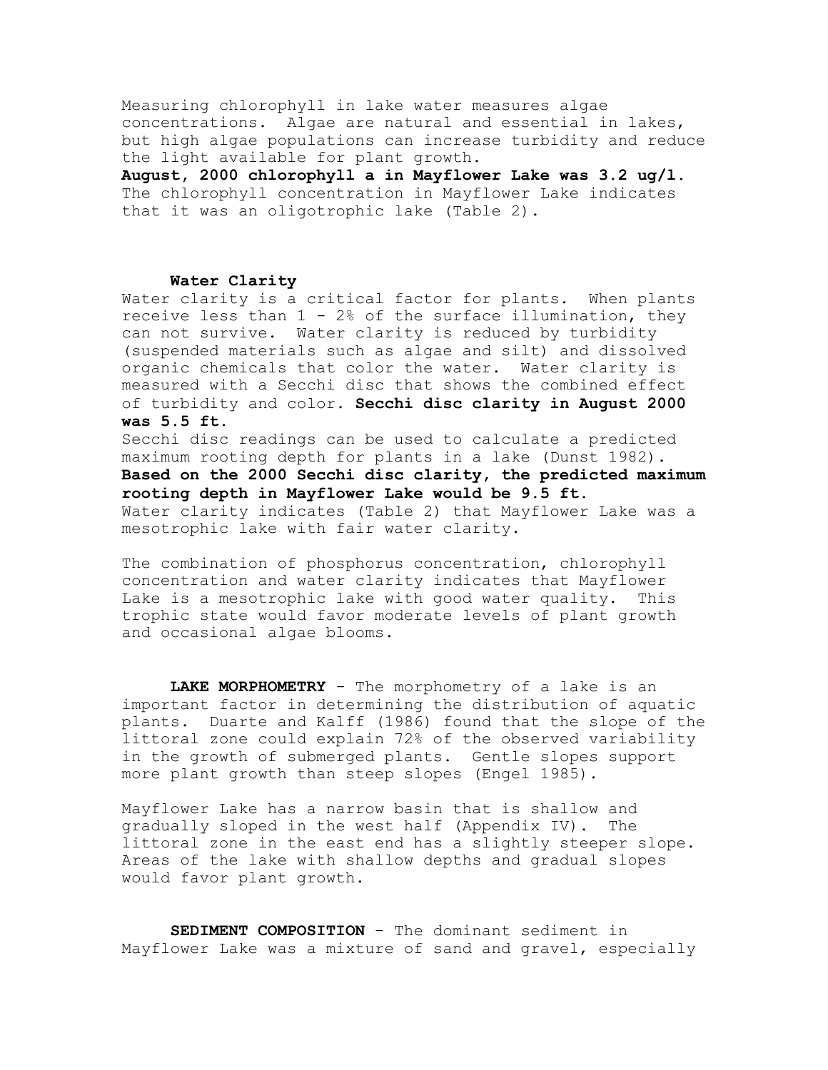Measuring chlorophyll in lake water measures algae concentrations. Algae are natural and essential in lakes, but high algae populations can increase turbidity and reduce the light available for plant growth.

**August, 2000 chlorophyll a in Mayflower Lake was 3.2 ug/l.** The chlorophyll concentration in Mayflower Lake indicates that it was an oligotrophic lake (Table 2).

### Water Clarity

Water clarity is a critical factor for plants. When plants receive less than 1 - 2% of the surface illumination, they can not survive. Water clarity is reduced by turbidity (suspended materials such as algae and silt) and dissolved organic chemicals that color the water. Water clarity is measured with a Secchi disc that shows the combined effect of turbidity and color. **Secchi disc clarity in August 2000 was 5.5 ft.**

Secchi disc readings can be used to calculate a predicted maximum rooting depth for plants in a lake (Dunst 1982). **Based on the 2000 Secchi disc clarity, the predicted maximum rooting depth in Mayflower Lake would be 9.5 ft.**

Water clarity indicates (Table 2) that Mayflower Lake was a mesotrophic lake with fair water clarity.

The combination of phosphorus concentration, chlorophyll concentration and water clarity indicates that Mayflower Lake is a mesotrophic lake with good water quality. This trophic state would favor moderate levels of plant growth and occasional algae blooms.

**LAKE MORPHOMETRY** - The morphometry of a lake is an important factor in determining the distribution of aquatic plants. Duarte and Kalff (1986) found that the slope of the littoral zone could explain 72% of the observed variability in the growth of submerged plants. Gentle slopes support more plant growth than steep slopes (Engel 1985).

Mayflower Lake has a narrow basin that is shallow and gradually sloped in the west half (Appendix IV). The littoral zone in the east end has a slightly steeper slope. Areas of the lake with shallow depths and gradual slopes would favor plant growth.

**SEDIMENT COMPOSITION** – The dominant sediment in Mayflower Lake was a mixture of sand and gravel, especially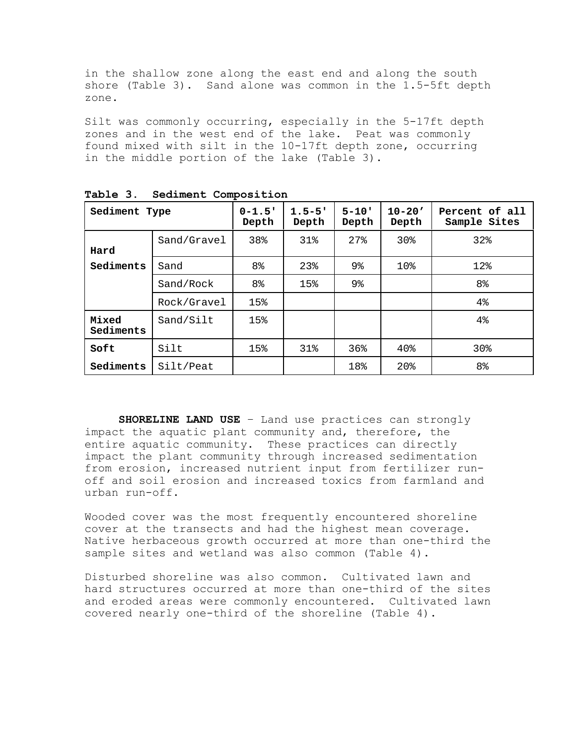in the shallow zone along the east end and along the south shore (Table 3). Sand alone was common in the 1.5-5ft depth zone.

Silt was commonly occurring, especially in the 5-17ft depth zones and in the west end of the lake. Peat was commonly found mixed with silt in the 10-17ft depth zone, occurring in the middle portion of the lake (Table 3).

**Table 3. Sediment Composition**

| Sediment Type | | 0-1.5' Depth | 1.5-5' Depth | 5-10' Depth | 10-20' Depth | Percent of all Sample Sites |
|---|---|---|---|---|---|---|
| **Hard Sediments** | Sand/Gravel | 38% | 31% | 27% | 30% | 32% |
| | Sand | 8% | 23% | 9% | 10% | 12% |
| | Sand/Rock | 8% | 15% | 9% | | 8% |
| | Rock/Gravel | 15% | | | | 4% |
| **Mixed Sediments** | Sand/Silt | 15% | | | | 4% |
| **Soft Sediments** | Silt | 15% | 31% | 36% | 40% | 30% |
| | Silt/Peat | | | 18% | 20% | 8% |

**SHORELINE LAND USE** – Land use practices can strongly impact the aquatic plant community and, therefore, the entire aquatic community. These practices can directly impact the plant community through increased sedimentation from erosion, increased nutrient input from fertilizer run-off and soil erosion and increased toxics from farmland and urban run-off.

Wooded cover was the most frequently encountered shoreline cover at the transects and had the highest mean coverage. Native herbaceous growth occurred at more than one-third the sample sites and wetland was also common (Table 4).

Disturbed shoreline was also common. Cultivated lawn and hard structures occurred at more than one-third of the sites and eroded areas were commonly encountered. Cultivated lawn covered nearly one-third of the shoreline (Table 4).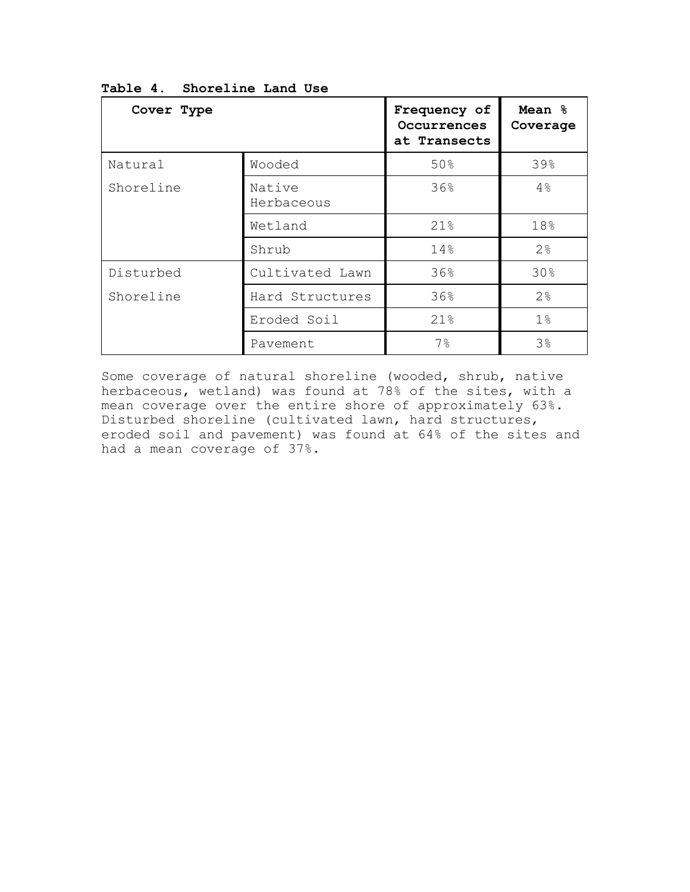**Table 4. Shoreline Land Use**

| Cover Type | | Frequency of Occurrences at Transects | Mean % Coverage |
|---|---|---|---|
| Natural Shoreline | Wooded | 50% | 39% |
| | Native Herbaceous | 36% | 4% |
| | Wetland | 21% | 18% |
| | Shrub | 14% | 2% |
| Disturbed Shoreline | Cultivated Lawn | 36% | 30% |
| | Hard Structures | 36% | 2% |
| | Eroded Soil | 21% | 1% |
| | Pavement | 7% | 3% |

Some coverage of natural shoreline (wooded, shrub, native herbaceous, wetland) was found at 78% of the sites, with a mean coverage over the entire shore of approximately 63%. Disturbed shoreline (cultivated lawn, hard structures, eroded soil and pavement) was found at 64% of the sites and had a mean coverage of 37%.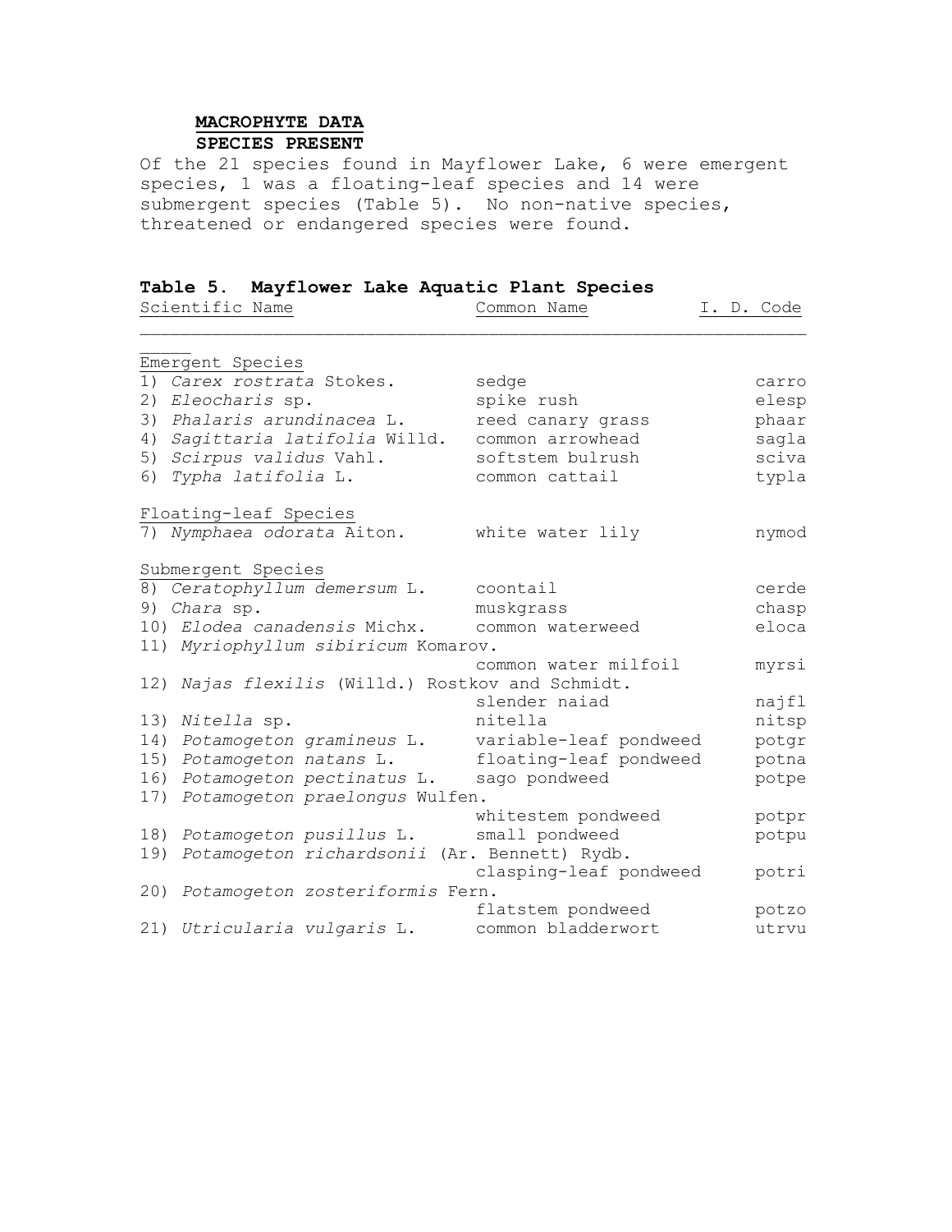## MACRODHYTE DATA

### SPECIES PRESENT

Of the 21 species found in Mayflower Lake, 6 were emergent species, 1 was a floating-leaf species and 14 were submergent species (Table 5). No non-native species, threatened or endangered species were found.

**Table 5. Mayflower Lake Aquatic Plant Species**

| Scientific Name | Common Name | I. D. Code |
|---|---|---|
| Emergent Species | | |
| 1) *Carex rostrata* Stokes. | sedge | carro |
| 2) *Eleocharis* sp. | spike rush | elesp |
| 3) *Phalaris arundinacea* L. | reed canary grass | phaar |
| 4) *Sagittaria latifolia* Willd. | common arrowhead | sagla |
| 5) *Scirpus validus* Vahl. | softstem bulrush | sciva |
| 6) *Typha latifolia* L. | common cattail | typla |
| Floating-leaf Species | | |
| 7) *Nymphaea odorata* Aiton. | white water lily | nymod |
| Submergent Species | | |
| 8) *Ceratophyllum demersum* L. | coontail | cerde |
| 9) *Chara* sp. | muskgrass | chasp |
| 10) *Elodea canadensis* Michx. | common waterweed | eloca |
| 11) *Myriophyllum sibiricum* Komarov. | common water milfoil | myrsi |
| 12) *Najas flexilis* (Willd.) Rostkov and Schmidt. | slender naiad | najfl |
| 13) *Nitella* sp. | nitella | nitsp |
| 14) *Potamogeton gramineus* L. | variable-leaf pondweed | potgr |
| 15) *Potamogeton natans* L. | floating-leaf pondweed | potna |
| 16) *Potamogeton pectinatus* L. | sago pondweed | potpe |
| 17) *Potamogeton praelongus* Wulfen. | whitestem pondweed | potpr |
| 18) *Potamogeton pusillus* L. | small pondweed | potpu |
| 19) *Potamogeton richardsonii* (Ar. Bennett) Rydb. | clasping-leaf pondweed | potri |
| 20) *Potamogeton zosteriformis* Fern. | flatstem pondweed | potzo |
| 21) *Utricularia vulgaris* L. | common bladderwort | utrvu |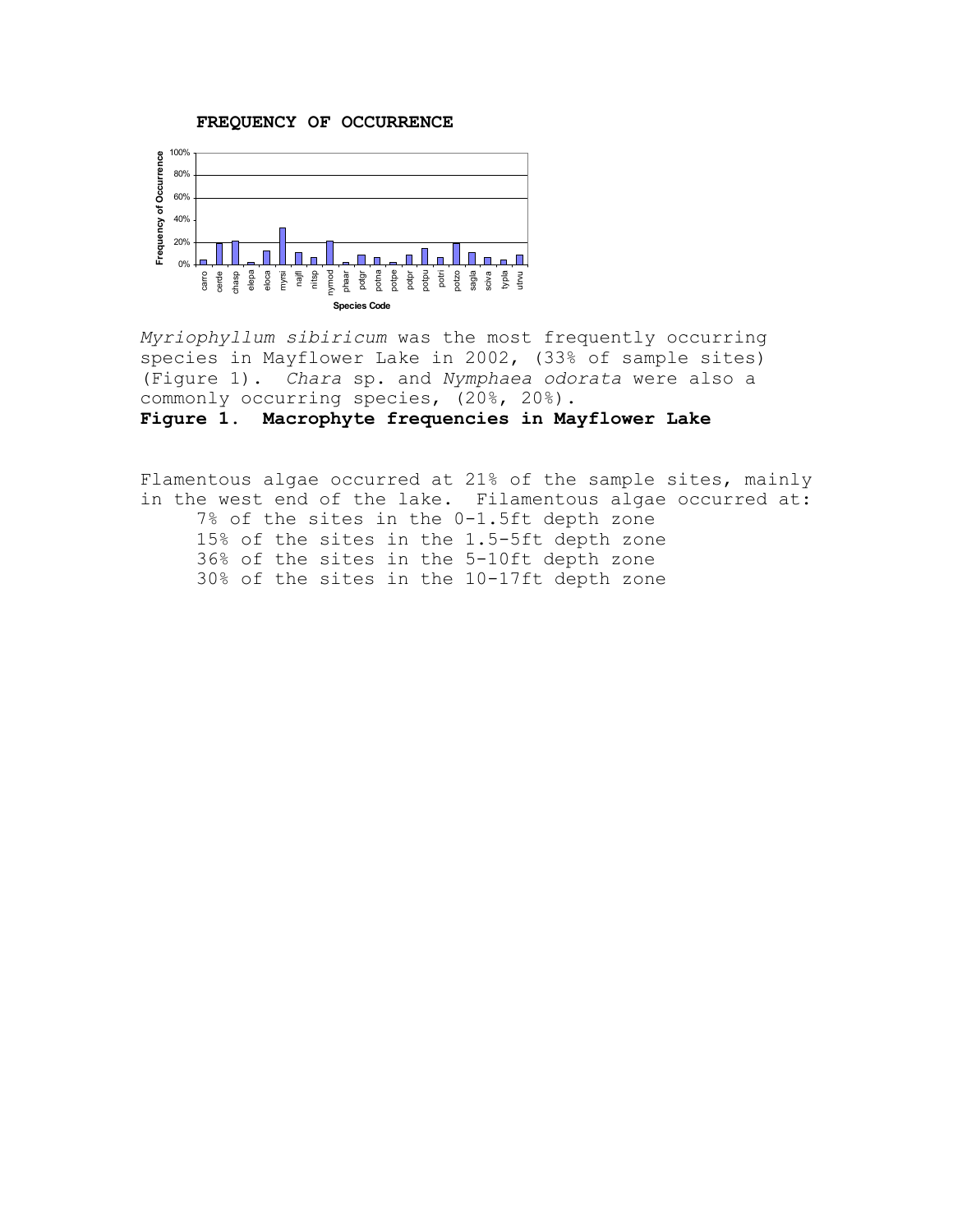**FREQUENCY OF OCCURRENCE**

*Myriophyllum sibiricum* was the most frequently occurring species in Mayflower Lake in 2002, (33% of sample sites) (Figure 1). *Chara* sp. and *Nymphaea odorata* were also a commonly occurring species, (20%, 20%).

**Figure 1. Macrophyte frequencies in Mayflower Lake**

Flamentous algae occurred at 21% of the sample sites, mainly in the west end of the lake. Filamentous algae occurred at:

- 7% of the sites in the 0-1.5ft depth zone
- 15% of the sites in the 1.5-5ft depth zone
- 36% of the sites in the 5-10ft depth zone
- 30% of the sites in the 10-17ft depth zone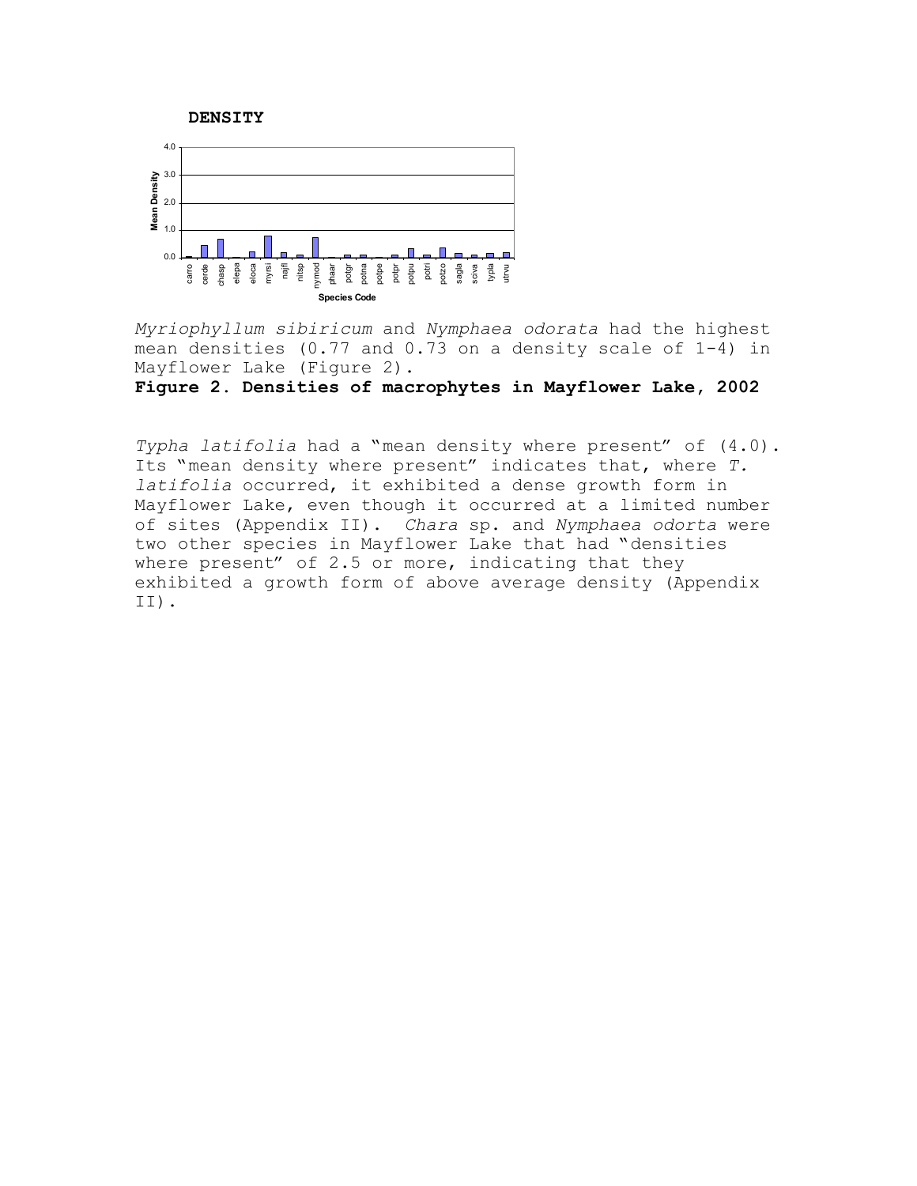**DENSITY**

Myriophyllum sibiricum* and *Nymphaea odorata* had the highest mean densities (0.77 and 0.73 on a density scale of 1-4) in Mayflower Lake (Figure 2).

**Figure 2. Densities of macrophytes in Mayflower Lake, 2002**

*Typha latifolia* had a "mean density where present" of (4.0). Its "mean density where present" indicates that, where *T. latifolia* occurred, it exhibited a dense growth form in Mayflower Lake, even though it occurred at a limited number of sites (Appendix II). *Chara* sp. and *Nymphaea odorta* were two other species in Mayflower Lake that had "densities where present" of 2.5 or more, indicating that they exhibited a growth form of above average density (Appendix II).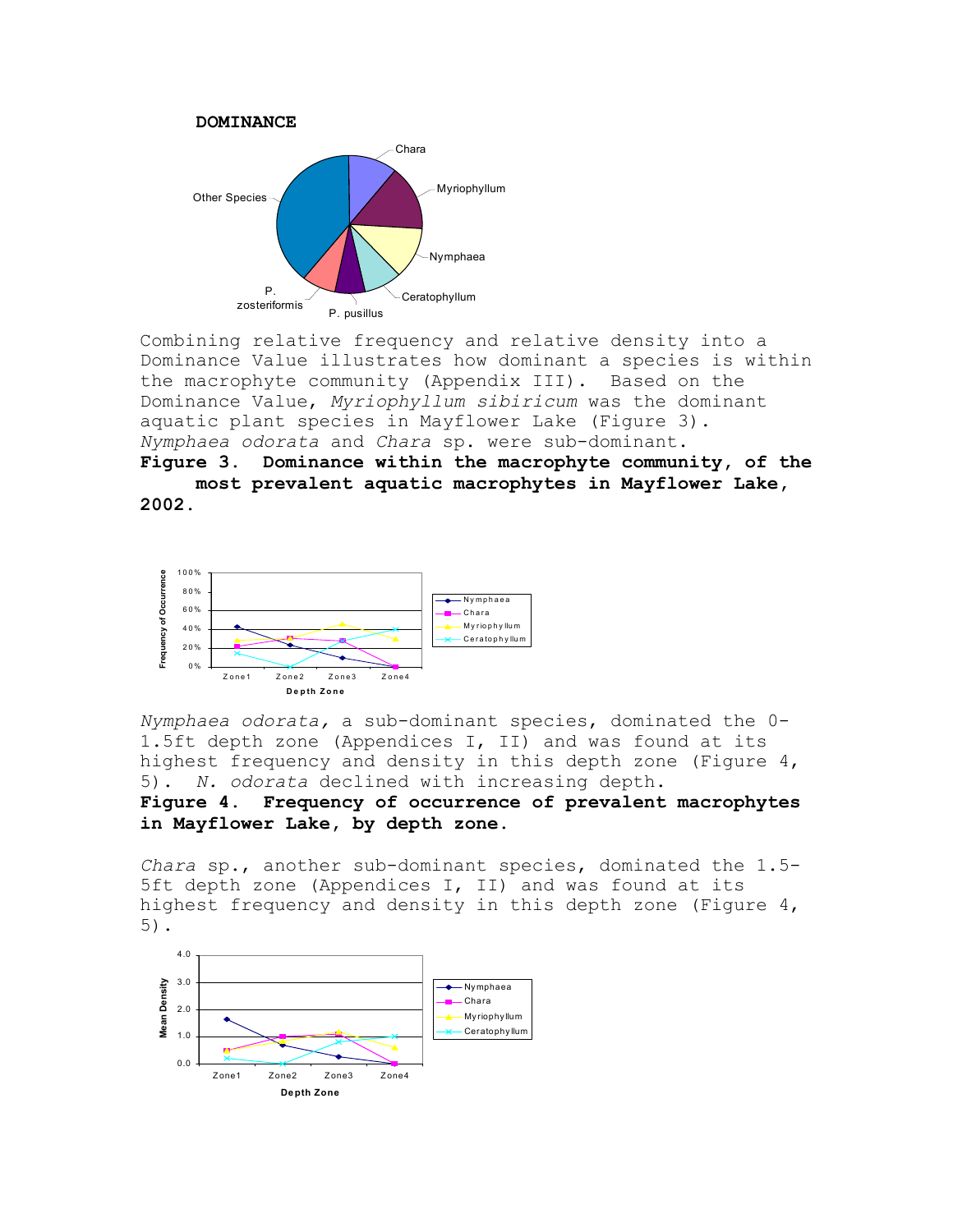**DOMINANCE**

Combining relative frequency and relative density into a Dominance Value illustrates how dominant a species is within the macrophyte community (Appendix III). Based on the Dominance Value, *Myriophyllum sibiricum* was the dominant aquatic plant species in Mayflower Lake (Figure 3). *Nymphaea odorata* and *Chara* sp. were sub-dominant.

**Figure 3. Dominance within the macrophyte community, of the most prevalent aquatic macrophytes in Mayflower Lake, 2002.**

*Nymphaea odorata,* a sub-dominant species, dominated the 0-1.5ft depth zone (Appendices I, II) and was found at its highest frequency and density in this depth zone (Figure 4, 5). *N. odorata* declined with increasing depth.

**Figure 4. Frequency of occurrence of prevalent macrophytes in Mayflower Lake, by depth zone.**

*Chara* sp., another sub-dominant species, dominated the 1.5-5ft depth zone (Appendices I, II) and was found at its highest frequency and density in this depth zone (Figure 4, 5).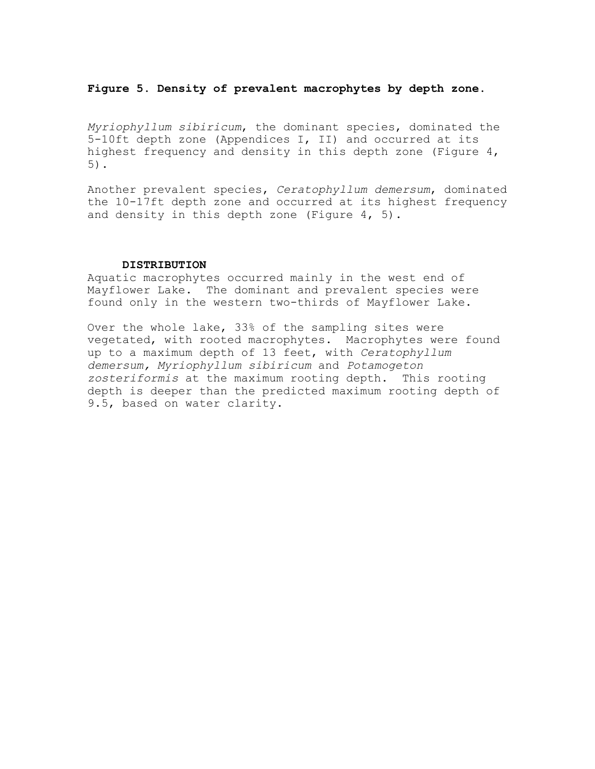**Figure 5. Density of prevalent macrophytes by depth zone.**

*Myriophyllum sibiricum*, the dominant species, dominated the 5-10ft depth zone (Appendices I, II) and occurred at its highest frequency and density in this depth zone (Figure 4, 5).

Another prevalent species, *Ceratophyllum demersum*, dominated the 10-17ft depth zone and occurred at its highest frequency and density in this depth zone (Figure 4, 5).

### DISTRIBUTION

Aquatic macrophytes occurred mainly in the west end of Mayflower Lake. The dominant and prevalent species were found only in the western two-thirds of Mayflower Lake.

Over the whole lake, 33% of the sampling sites were vegetated, with rooted macrophytes. Macrophytes were found up to a maximum depth of 13 feet, with *Ceratophyllum demersum, Myriophyllum sibiricum* and *Potamogeton zosteriformis* at the maximum rooting depth. This rooting depth is deeper than the predicted maximum rooting depth of 9.5, based on water clarity.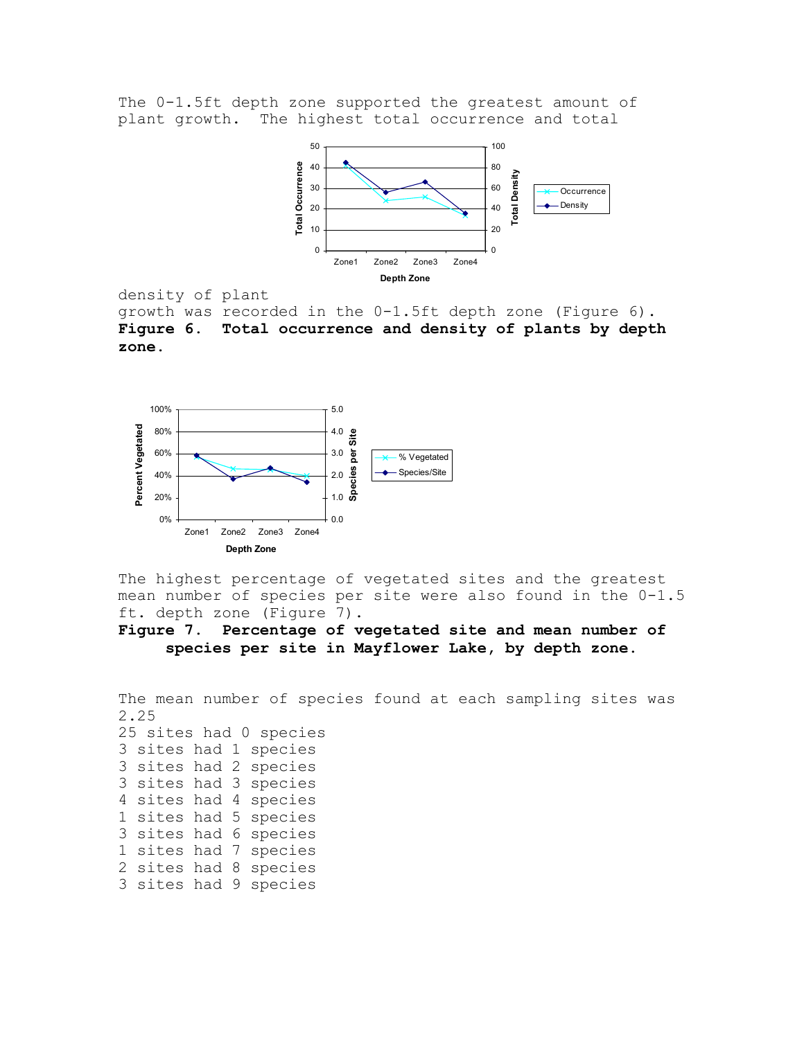The 0-1.5ft depth zone supported the greatest amount of plant growth. The highest total occurrence and total density of plant growth was recorded in the 0-1.5ft depth zone (Figure 6).

**Figure 6. Total occurrence and density of plants by depth zone.**

The highest percentage of vegetated sites and the greatest mean number of species per site were also found in the 0-1.5 ft. depth zone (Figure 7).

**Figure 7. Percentage of vegetated site and mean number of species per site in Mayflower Lake, by depth zone.**

The mean number of species found at each sampling sites was 2.25

25 sites had 0 species
3 sites had 1 species
3 sites had 2 species
3 sites had 3 species
4 sites had 4 species
1 sites had 5 species
3 sites had 6 species
1 sites had 7 species
2 sites had 8 species
3 sites had 9 species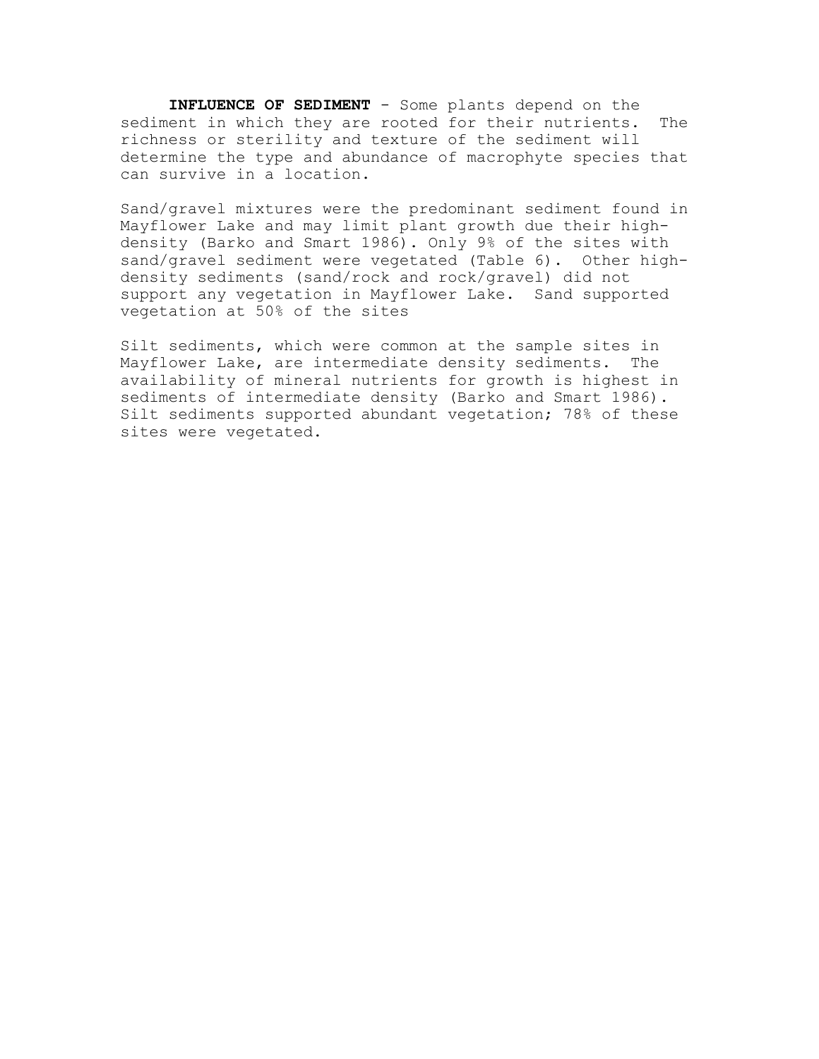**INFLUENCE OF SEDIMENT** - Some plants depend on the sediment in which they are rooted for their nutrients. The richness or sterility and texture of the sediment will determine the type and abundance of macrophyte species that can survive in a location.

Sand/gravel mixtures were the predominant sediment found in Mayflower Lake and may limit plant growth due their high-density (Barko and Smart 1986). Only 9% of the sites with sand/gravel sediment were vegetated (Table 6). Other high-density sediments (sand/rock and rock/gravel) did not support any vegetation in Mayflower Lake. Sand supported vegetation at 50% of the sites

Silt sediments, which were common at the sample sites in Mayflower Lake, are intermediate density sediments. The availability of mineral nutrients for growth is highest in sediments of intermediate density (Barko and Smart 1986). Silt sediments supported abundant vegetation; 78% of these sites were vegetated.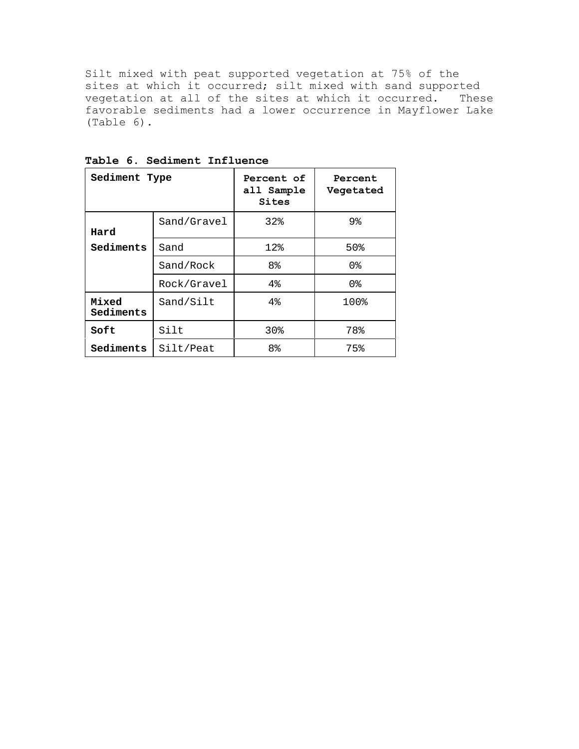Silt mixed with peat supported vegetation at 75% of the sites at which it occurred; silt mixed with sand supported vegetation at all of the sites at which it occurred. These favorable sediments had a lower occurrence in Mayflower Lake (Table 6).

**Table 6. Sediment Influence**

| Sediment Type | | Percent of all Sample Sites | Percent Vegetated |
|---|---|---|---|
| **Hard Sediments** | Sand/Gravel | 32% | 9% |
| | Sand | 12% | 50% |
| | Sand/Rock | 8% | 0% |
| | Rock/Gravel | 4% | 0% |
| **Mixed Sediments** | Sand/Silt | 4% | 100% |
| **Soft Sediments** | Silt | 30% | 78% |
| | Silt/Peat | 8% | 75% |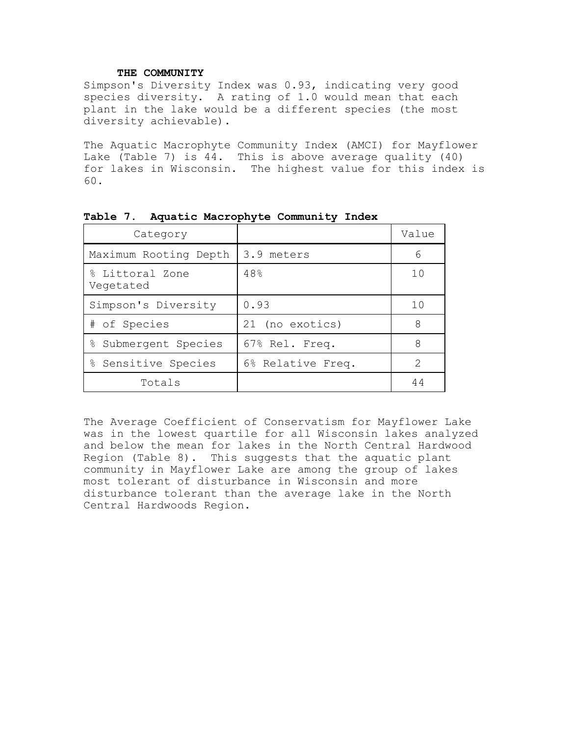### THE COMMUNITY

Simpson's Diversity Index was 0.93, indicating very good species diversity. A rating of 1.0 would mean that each plant in the lake would be a different species (the most diversity achievable).

The Aquatic Macrophyte Community Index (AMCI) for Mayflower Lake (Table 7) is 44. This is above average quality (40) for lakes in Wisconsin. The highest value for this index is 60.

**Table 7. Aquatic Macrophyte Community Index**

| Category | | Value |
|---|---|---|
| Maximum Rooting Depth | 3.9 meters | 6 |
| % Littoral Zone Vegetated | 48% | 10 |
| Simpson's Diversity | 0.93 | 10 |
| # of Species | 21 (no exotics) | 8 |
| % Submergent Species | 67% Rel. Freq. | 8 |
| % Sensitive Species | 6% Relative Freq. | 2 |
| Totals | | 44 |

The Average Coefficient of Conservatism for Mayflower Lake was in the lowest quartile for all Wisconsin lakes analyzed and below the mean for lakes in the North Central Hardwood Region (Table 8). This suggests that the aquatic plant community in Mayflower Lake are among the group of lakes most tolerant of disturbance in Wisconsin and more disturbance tolerant than the average lake in the North Central Hardwoods Region.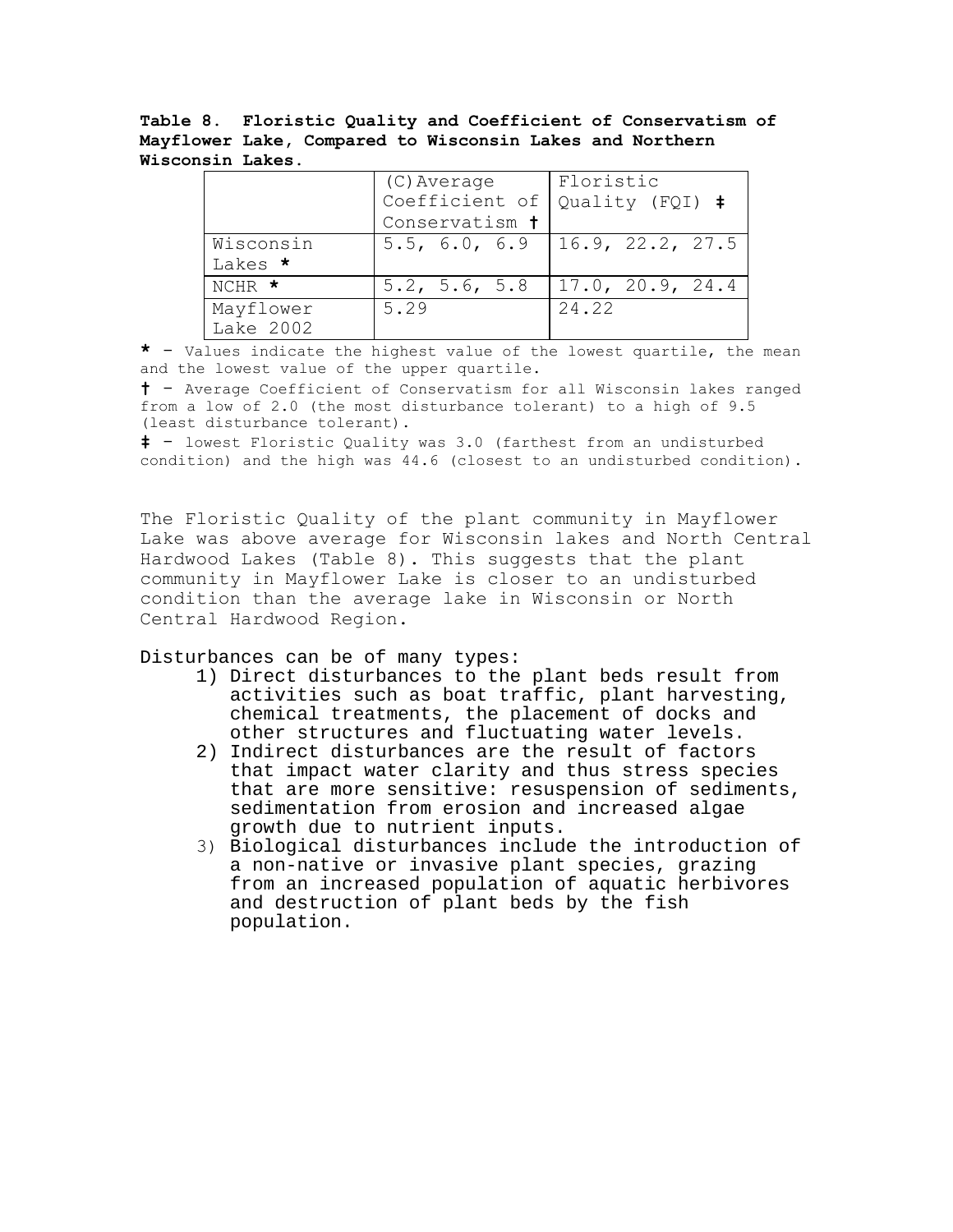**Table 8. Floristic Quality and Coefficient of Conservatism of Mayflower Lake, Compared to Wisconsin Lakes and Northern Wisconsin Lakes.**

| | (C) Average Coefficient of Conservatism † | Floristic Quality (FQI) ‡ |
|---|---|---|
| Wisconsin Lakes * | 5.5, 6.0, 6.9 | 16.9, 22.2, 27.5 |
| NCHR * | 5.2, 5.6, 5.8 | 17.0, 20.9, 24.4 |
| Mayflower Lake 2002 | 5.29 | 24.22 |

* – Values indicate the highest value of the lowest quartile, the mean and the lowest value of the upper quartile.

† – Average Coefficient of Conservatism for all Wisconsin lakes ranged from a low of 2.0 (the most disturbance tolerant) to a high of 9.5 (least disturbance tolerant).

‡ – lowest Floristic Quality was 3.0 (farthest from an undisturbed condition) and the high was 44.6 (closest to an undisturbed condition).

The Floristic Quality of the plant community in Mayflower Lake was above average for Wisconsin lakes and North Central Hardwood Lakes (Table 8). This suggests that the plant community in Mayflower Lake is closer to an undisturbed condition than the average lake in Wisconsin or North Central Hardwood Region.

Disturbances can be of many types:

1) Direct disturbances to the plant beds result from activities such as boat traffic, plant harvesting, chemical treatments, the placement of docks and other structures and fluctuating water levels.
2) Indirect disturbances are the result of factors that impact water clarity and thus stress species that are more sensitive: resuspension of sediments, sedimentation from erosion and increased algae growth due to nutrient inputs.
3) Biological disturbances include the introduction of a non-native or invasive plant species, grazing from an increased population of aquatic herbivores and destruction of plant beds by the fish population.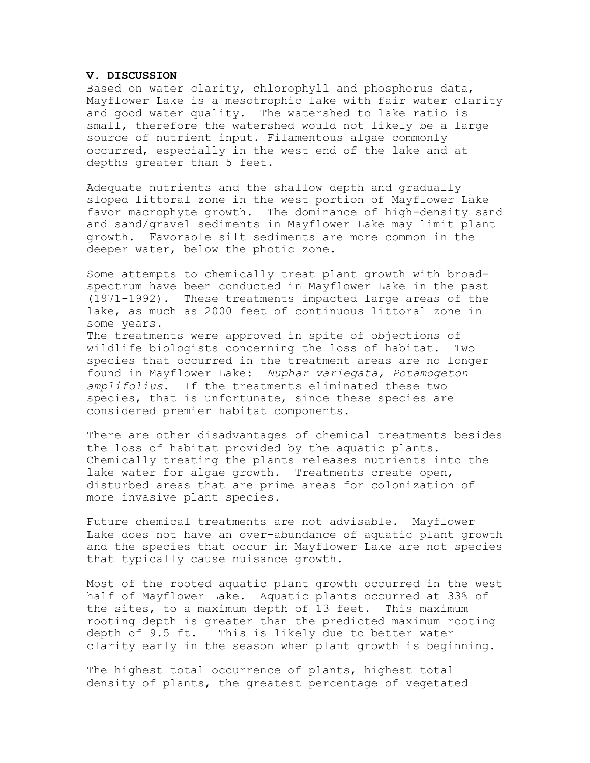## V. DISCUSSION

Based on water clarity, chlorophyll and phosphorus data, Mayflower Lake is a mesotrophic lake with fair water clarity and good water quality. The watershed to lake ratio is small, therefore the watershed would not likely be a large source of nutrient input. Filamentous algae commonly occurred, especially in the west end of the lake and at depths greater than 5 feet.

Adequate nutrients and the shallow depth and gradually sloped littoral zone in the west portion of Mayflower Lake favor macrophyte growth. The dominance of high-density sand and sand/gravel sediments in Mayflower Lake may limit plant growth. Favorable silt sediments are more common in the deeper water, below the photic zone.

Some attempts to chemically treat plant growth with broad-spectrum have been conducted in Mayflower Lake in the past (1971-1992). These treatments impacted large areas of the lake, as much as 2000 feet of continuous littoral zone in some years.

The treatments were approved in spite of objections of wildlife biologists concerning the loss of habitat. Two species that occurred in the treatment areas are no longer found in Mayflower Lake: *Nuphar variegata, Potamogeton amplifolius*. If the treatments eliminated these two species, that is unfortunate, since these species are considered premier habitat components.

There are other disadvantages of chemical treatments besides the loss of habitat provided by the aquatic plants. Chemically treating the plants releases nutrients into the lake water for algae growth. Treatments create open, disturbed areas that are prime areas for colonization of more invasive plant species.

Future chemical treatments are not advisable. Mayflower Lake does not have an over-abundance of aquatic plant growth and the species that occur in Mayflower Lake are not species that typically cause nuisance growth.

Most of the rooted aquatic plant growth occurred in the west half of Mayflower Lake. Aquatic plants occurred at 33% of the sites, to a maximum depth of 13 feet. This maximum rooting depth is greater than the predicted maximum rooting depth of 9.5 ft. This is likely due to better water clarity early in the season when plant growth is beginning.

The highest total occurrence of plants, highest total density of plants, the greatest percentage of vegetated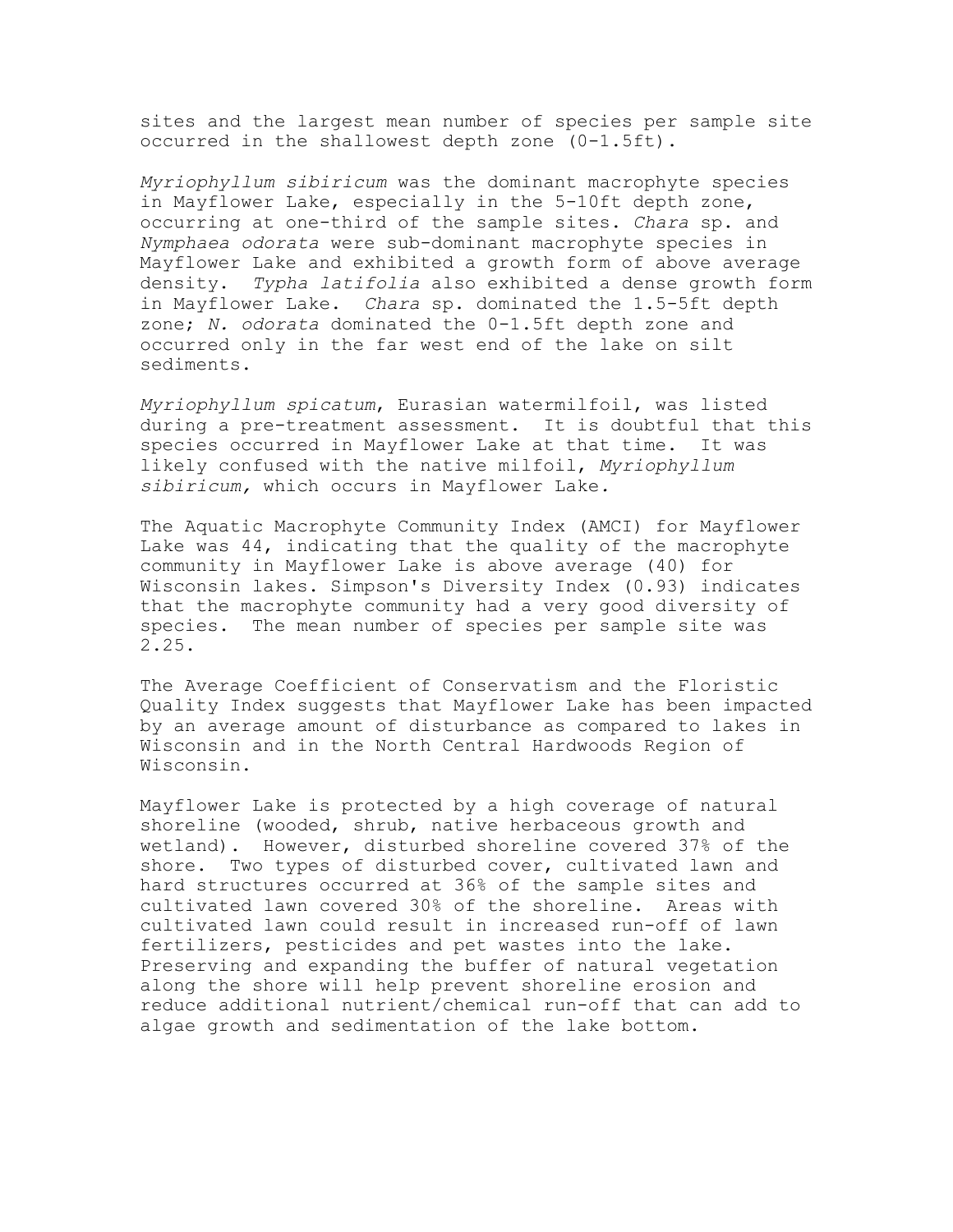sites and the largest mean number of species per sample site occurred in the shallowest depth zone (0-1.5ft).

*Myriophyllum sibiricum* was the dominant macrophyte species in Mayflower Lake, especially in the 5-10ft depth zone, occurring at one-third of the sample sites. *Chara* sp. and *Nymphaea odorata* were sub-dominant macrophyte species in Mayflower Lake and exhibited a growth form of above average density. *Typha latifolia* also exhibited a dense growth form in Mayflower Lake. *Chara* sp. dominated the 1.5-5ft depth zone; *N. odorata* dominated the 0-1.5ft depth zone and occurred only in the far west end of the lake on silt sediments.

*Myriophyllum spicatum*, Eurasian watermilfoil, was listed during a pre-treatment assessment. It is doubtful that this species occurred in Mayflower Lake at that time. It was likely confused with the native milfoil, *Myriophyllum sibiricum,* which occurs in Mayflower Lake.

The Aquatic Macrophyte Community Index (AMCI) for Mayflower Lake was 44, indicating that the quality of the macrophyte community in Mayflower Lake is above average (40) for Wisconsin lakes. Simpson's Diversity Index (0.93) indicates that the macrophyte community had a very good diversity of species. The mean number of species per sample site was 2.25.

The Average Coefficient of Conservatism and the Floristic Quality Index suggests that Mayflower Lake has been impacted by an average amount of disturbance as compared to lakes in Wisconsin and in the North Central Hardwoods Region of Wisconsin.

Mayflower Lake is protected by a high coverage of natural shoreline (wooded, shrub, native herbaceous growth and wetland). However, disturbed shoreline covered 37% of the shore. Two types of disturbed cover, cultivated lawn and hard structures occurred at 36% of the sample sites and cultivated lawn covered 30% of the shoreline. Areas with cultivated lawn could result in increased run-off of lawn fertilizers, pesticides and pet wastes into the lake. Preserving and expanding the buffer of natural vegetation along the shore will help prevent shoreline erosion and reduce additional nutrient/chemical run-off that can add to algae growth and sedimentation of the lake bottom.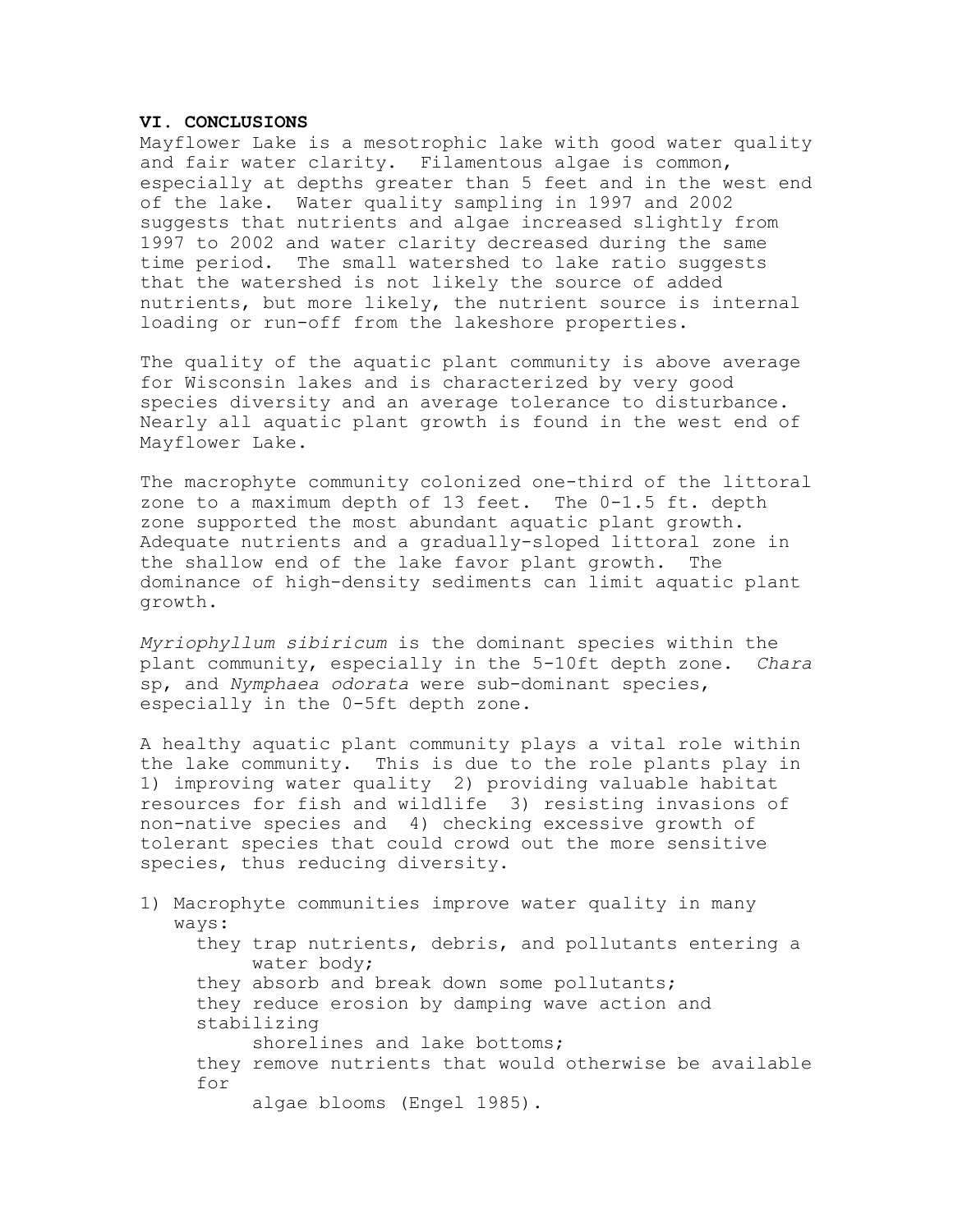## VI. CONCLUSIONS

Mayflower Lake is a mesotrophic lake with good water quality and fair water clarity. Filamentous algae is common, especially at depths greater than 5 feet and in the west end of the lake. Water quality sampling in 1997 and 2002 suggests that nutrients and algae increased slightly from 1997 to 2002 and water clarity decreased during the same time period. The small watershed to lake ratio suggests that the watershed is not likely the source of added nutrients, but more likely, the nutrient source is internal loading or run-off from the lakeshore properties.

The quality of the aquatic plant community is above average for Wisconsin lakes and is characterized by very good species diversity and an average tolerance to disturbance. Nearly all aquatic plant growth is found in the west end of Mayflower Lake.

The macrophyte community colonized one-third of the littoral zone to a maximum depth of 13 feet. The 0-1.5 ft. depth zone supported the most abundant aquatic plant growth. Adequate nutrients and a gradually-sloped littoral zone in the shallow end of the lake favor plant growth. The dominance of high-density sediments can limit aquatic plant growth.

*Myriophyllum sibiricum* is the dominant species within the plant community, especially in the 5-10ft depth zone. *Chara* sp, and *Nymphaea odorata* were sub-dominant species, especially in the 0-5ft depth zone.

A healthy aquatic plant community plays a vital role within the lake community. This is due to the role plants play in 1) improving water quality 2) providing valuable habitat resources for fish and wildlife 3) resisting invasions of non-native species and 4) checking excessive growth of tolerant species that could crowd out the more sensitive species, thus reducing diversity.

1) Macrophyte communities improve water quality in many ways:
   - they trap nutrients, debris, and pollutants entering a water body;
   - they absorb and break down some pollutants;
   - they reduce erosion by damping wave action and stabilizing shorelines and lake bottoms;
   - they remove nutrients that would otherwise be available for algae blooms (Engel 1985).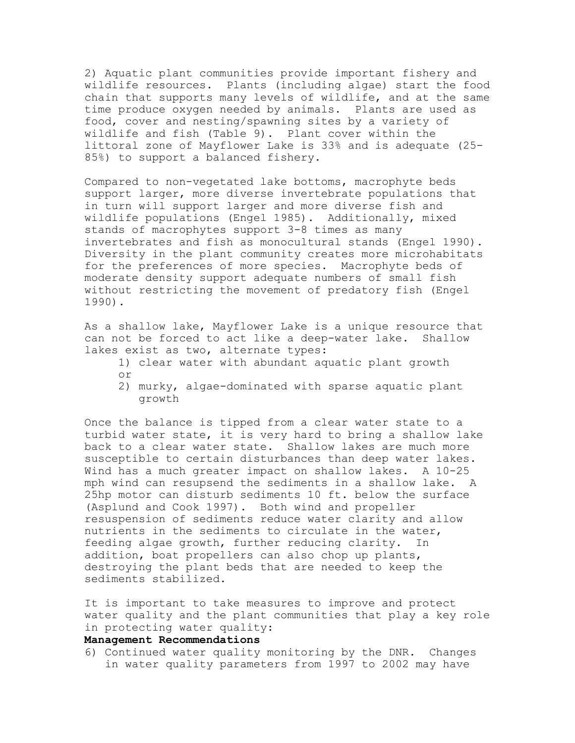2) Aquatic plant communities provide important fishery and wildlife resources. Plants (including algae) start the food chain that supports many levels of wildlife, and at the same time produce oxygen needed by animals. Plants are used as food, cover and nesting/spawning sites by a variety of wildlife and fish (Table 9). Plant cover within the littoral zone of Mayflower Lake is 33% and is adequate (25-85%) to support a balanced fishery.

Compared to non-vegetated lake bottoms, macrophyte beds support larger, more diverse invertebrate populations that in turn will support larger and more diverse fish and wildlife populations (Engel 1985). Additionally, mixed stands of macrophytes support 3-8 times as many invertebrates and fish as monocultural stands (Engel 1990). Diversity in the plant community creates more microhabitats for the preferences of more species. Macrophyte beds of moderate density support adequate numbers of small fish without restricting the movement of predatory fish (Engel 1990).

As a shallow lake, Mayflower Lake is a unique resource that can not be forced to act like a deep-water lake. Shallow lakes exist as two, alternate types:

1) clear water with abundant aquatic plant growth
   or
2) murky, algae-dominated with sparse aquatic plant growth

Once the balance is tipped from a clear water state to a turbid water state, it is very hard to bring a shallow lake back to a clear water state. Shallow lakes are much more susceptible to certain disturbances than deep water lakes. Wind has a much greater impact on shallow lakes. A 10-25 mph wind can resupsend the sediments in a shallow lake. A 25hp motor can disturb sediments 10 ft. below the surface (Asplund and Cook 1997). Both wind and propeller resuspension of sediments reduce water clarity and allow nutrients in the sediments to circulate in the water, feeding algae growth, further reducing clarity. In addition, boat propellers can also chop up plants, destroying the plant beds that are needed to keep the sediments stabilized.

It is important to take measures to improve and protect water quality and the plant communities that play a key role in protecting water quality:

**Management Recommendations**

6) Continued water quality monitoring by the DNR. Changes in water quality parameters from 1997 to 2002 may have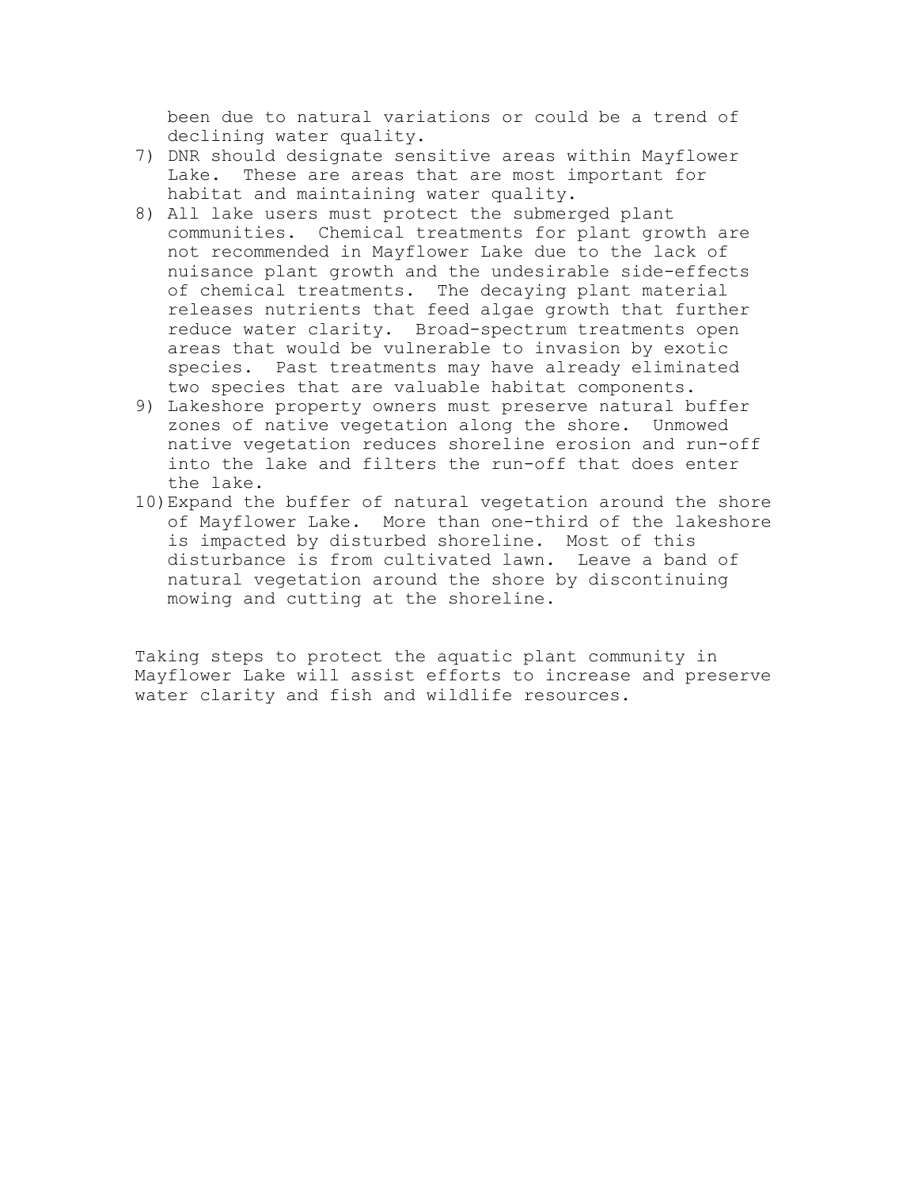been due to natural variations or could be a trend of declining water quality.

7) DNR should designate sensitive areas within Mayflower Lake. These are areas that are most important for habitat and maintaining water quality.
8) All lake users must protect the submerged plant communities. Chemical treatments for plant growth are not recommended in Mayflower Lake due to the lack of nuisance plant growth and the undesirable side-effects of chemical treatments. The decaying plant material releases nutrients that feed algae growth that further reduce water clarity. Broad-spectrum treatments open areas that would be vulnerable to invasion by exotic species. Past treatments may have already eliminated two species that are valuable habitat components.
9) Lakeshore property owners must preserve natural buffer zones of native vegetation along the shore. Unmowed native vegetation reduces shoreline erosion and run-off into the lake and filters the run-off that does enter the lake.
10) Expand the buffer of natural vegetation around the shore of Mayflower Lake. More than one-third of the lakeshore is impacted by disturbed shoreline. Most of this disturbance is from cultivated lawn. Leave a band of natural vegetation around the shore by discontinuing mowing and cutting at the shoreline.

Taking steps to protect the aquatic plant community in Mayflower Lake will assist efforts to increase and preserve water clarity and fish and wildlife resources.